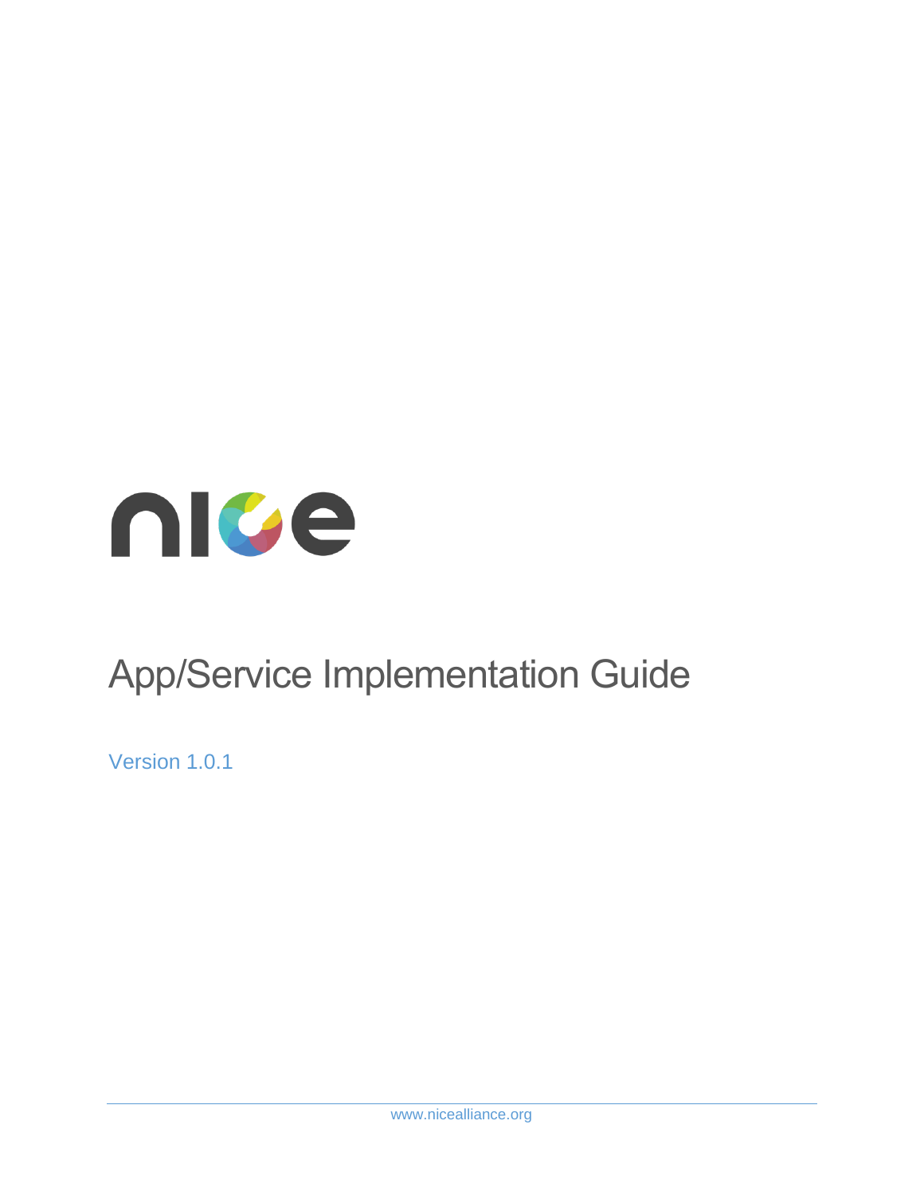# nice

# App/Service Implementation Guide

Version 1.0.1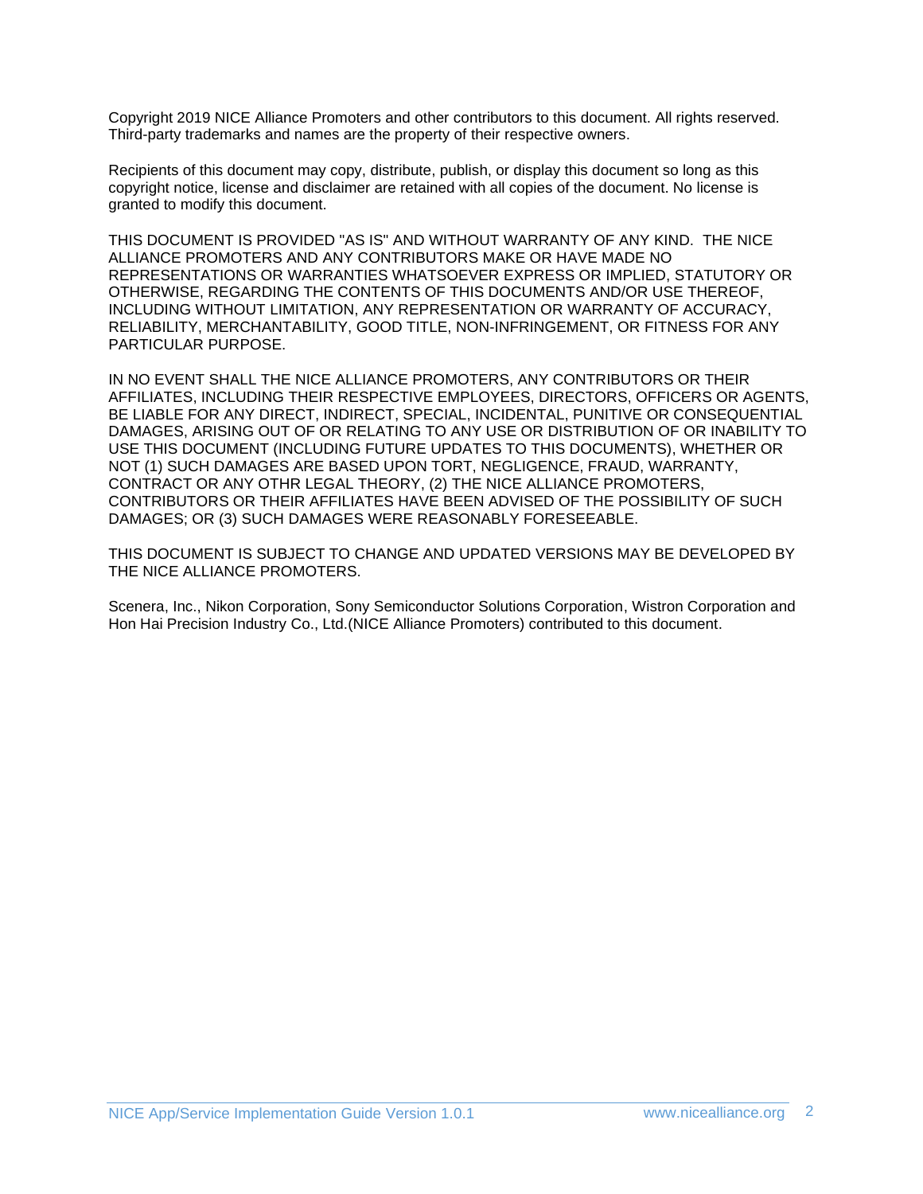Copyright 2019 NICE Alliance Promoters and other contributors to this document. All rights reserved. Third-party trademarks and names are the property of their respective owners.

Recipients of this document may copy, distribute, publish, or display this document so long as this copyright notice, license and disclaimer are retained with all copies of the document. No license is granted to modify this document.

THIS DOCUMENT IS PROVIDED "AS IS" AND WITHOUT WARRANTY OF ANY KIND. THE NICE ALLIANCE PROMOTERS AND ANY CONTRIBUTORS MAKE OR HAVE MADE NO REPRESENTATIONS OR WARRANTIES WHATSOEVER EXPRESS OR IMPLIED, STATUTORY OR OTHERWISE, REGARDING THE CONTENTS OF THIS DOCUMENTS AND/OR USE THEREOF, INCLUDING WITHOUT LIMITATION, ANY REPRESENTATION OR WARRANTY OF ACCURACY, RELIABILITY, MERCHANTABILITY, GOOD TITLE, NON-INFRINGEMENT, OR FITNESS FOR ANY PARTICULAR PURPOSE.

IN NO EVENT SHALL THE NICE ALLIANCE PROMOTERS, ANY CONTRIBUTORS OR THEIR AFFILIATES, INCLUDING THEIR RESPECTIVE EMPLOYEES, DIRECTORS, OFFICERS OR AGENTS, BE LIABLE FOR ANY DIRECT, INDIRECT, SPECIAL, INCIDENTAL, PUNITIVE OR CONSEQUENTIAL DAMAGES, ARISING OUT OF OR RELATING TO ANY USE OR DISTRIBUTION OF OR INABILITY TO USE THIS DOCUMENT (INCLUDING FUTURE UPDATES TO THIS DOCUMENTS), WHETHER OR NOT (1) SUCH DAMAGES ARE BASED UPON TORT, NEGLIGENCE, FRAUD, WARRANTY, CONTRACT OR ANY OTHR LEGAL THEORY, (2) THE NICE ALLIANCE PROMOTERS, CONTRIBUTORS OR THEIR AFFILIATES HAVE BEEN ADVISED OF THE POSSIBILITY OF SUCH DAMAGES; OR (3) SUCH DAMAGES WERE REASONABLY FORESEEABLE.

THIS DOCUMENT IS SUBJECT TO CHANGE AND UPDATED VERSIONS MAY BE DEVELOPED BY THE NICE ALLIANCE PROMOTERS.

Scenera, Inc., Nikon Corporation, Sony Semiconductor Solutions Corporation, Wistron Corporation and Hon Hai Precision Industry Co., Ltd.(NICE Alliance Promoters) contributed to this document.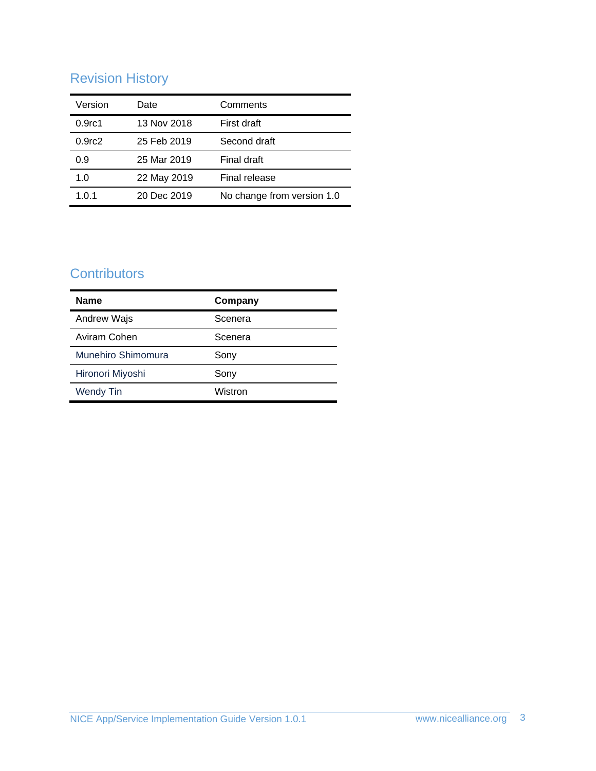## Revision History

| Version | Date | Comments |
| --- | --- | --- |
| 0.9rc1 | 13 Nov 2018 | First draft |
| 0.9rc2 | 25 Feb 2019 | Second draft |
| 0.9 | 25 Mar 2019 | Final draft |
| 1.0 | 22 May 2019 | Final release |
| 1.0.1 | 20 Dec 2019 | No change from version 1.0 |

## Contributors

| **Name** | **Company** |
| --- | --- |
| Andrew Wajs | Scenera |
| Aviram Cohen | Scenera |
| Munehiro Shimomura | Sony |
| Hironori Miyoshi | Sony |
| Wendy Tin | Wistron |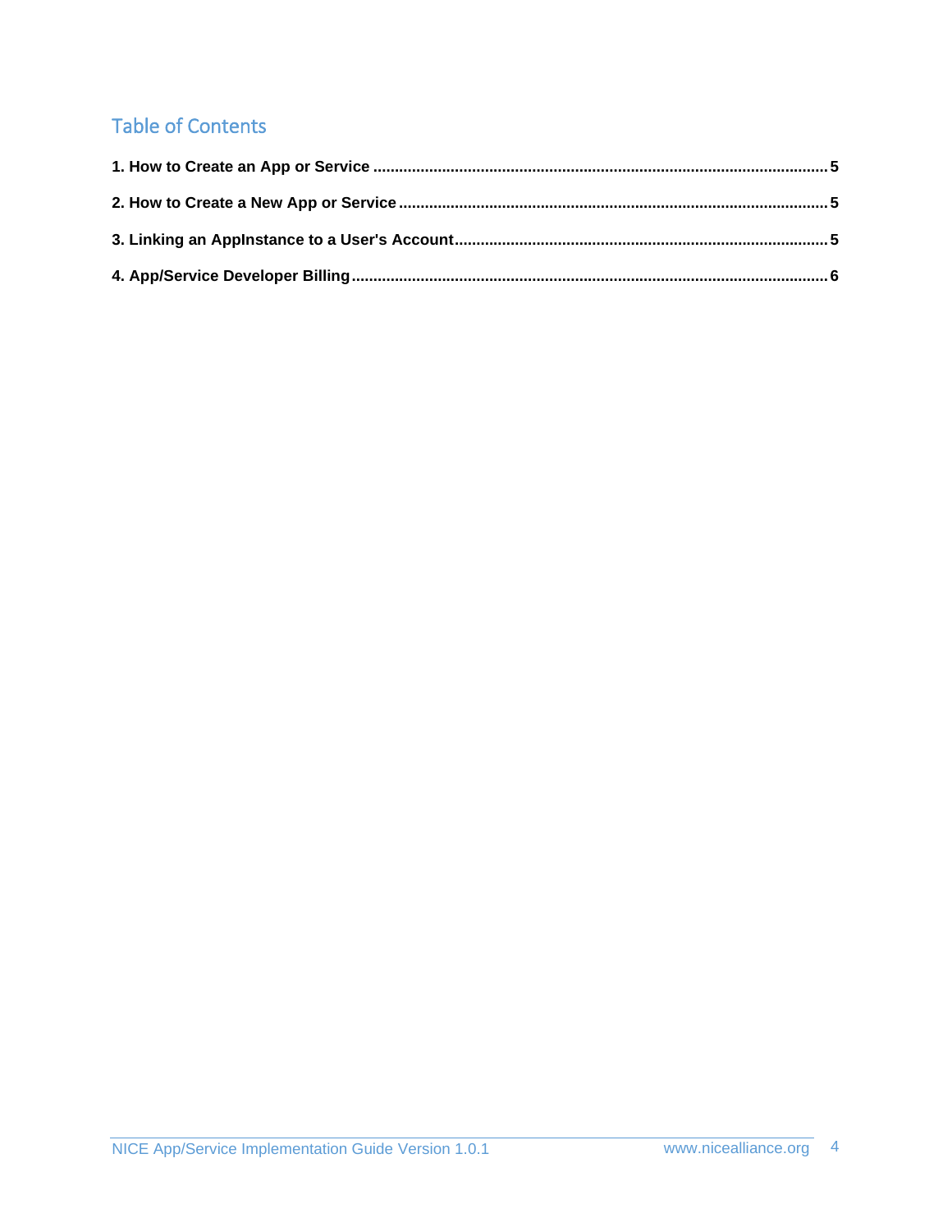## Table of Contents

1. How to Create an App or Service ........................................ 5

2. How to Create a New App or Service ........................................ 5

3. Linking an AppInstance to a User's Account ........................................ 5

4. App/Service Developer Billing ........................................ 6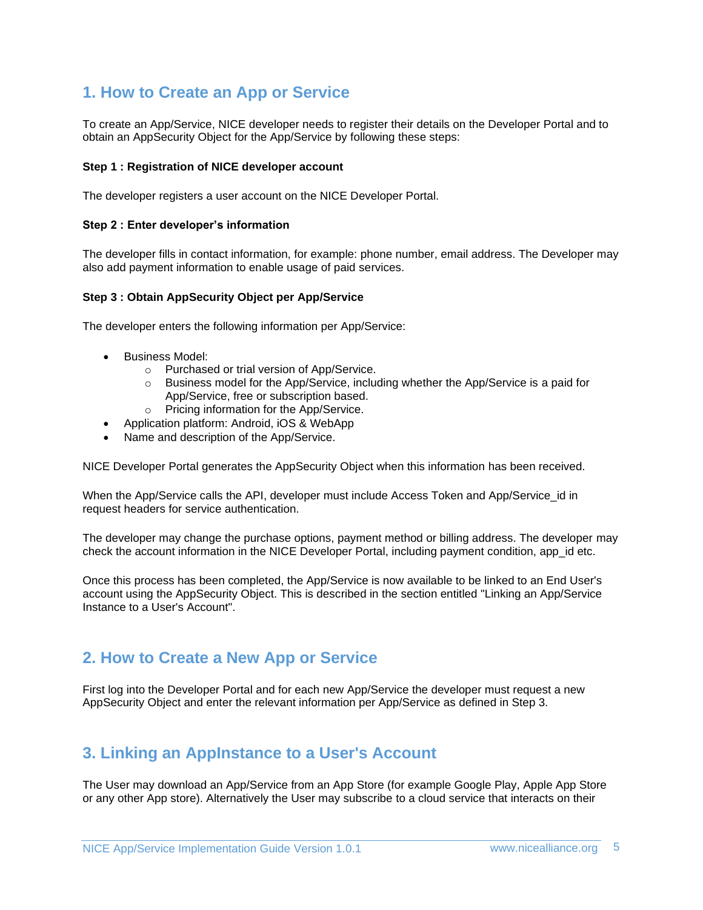## 1. How to Create an App or Service

To create an App/Service, NICE developer needs to register their details on the Developer Portal and to obtain an AppSecurity Object for the App/Service by following these steps:

**Step 1 : Registration of NICE developer account**

The developer registers a user account on the NICE Developer Portal.

**Step 2 : Enter developer's information**

The developer fills in contact information, for example: phone number, email address. The Developer may also add payment information to enable usage of paid services.

**Step 3 : Obtain AppSecurity Object per App/Service**

The developer enters the following information per App/Service:

- Business Model:
  - Purchased or trial version of App/Service.
  - Business model for the App/Service, including whether the App/Service is a paid for App/Service, free or subscription based.
  - Pricing information for the App/Service.
- Application platform: Android, iOS & WebApp
- Name and description of the App/Service.

NICE Developer Portal generates the AppSecurity Object when this information has been received.

When the App/Service calls the API, developer must include Access Token and App/Service_id in request headers for service authentication.

The developer may change the purchase options, payment method or billing address. The developer may check the account information in the NICE Developer Portal, including payment condition, app_id etc.

Once this process has been completed, the App/Service is now available to be linked to an End User's account using the AppSecurity Object. This is described in the section entitled "Linking an App/Service Instance to a User's Account".

## 2. How to Create a New App or Service

First log into the Developer Portal and for each new App/Service the developer must request a new AppSecurity Object and enter the relevant information per App/Service as defined in Step 3.

## 3. Linking an AppInstance to a User's Account

The User may download an App/Service from an App Store (for example Google Play, Apple App Store or any other App store). Alternatively the User may subscribe to a cloud service that interacts on their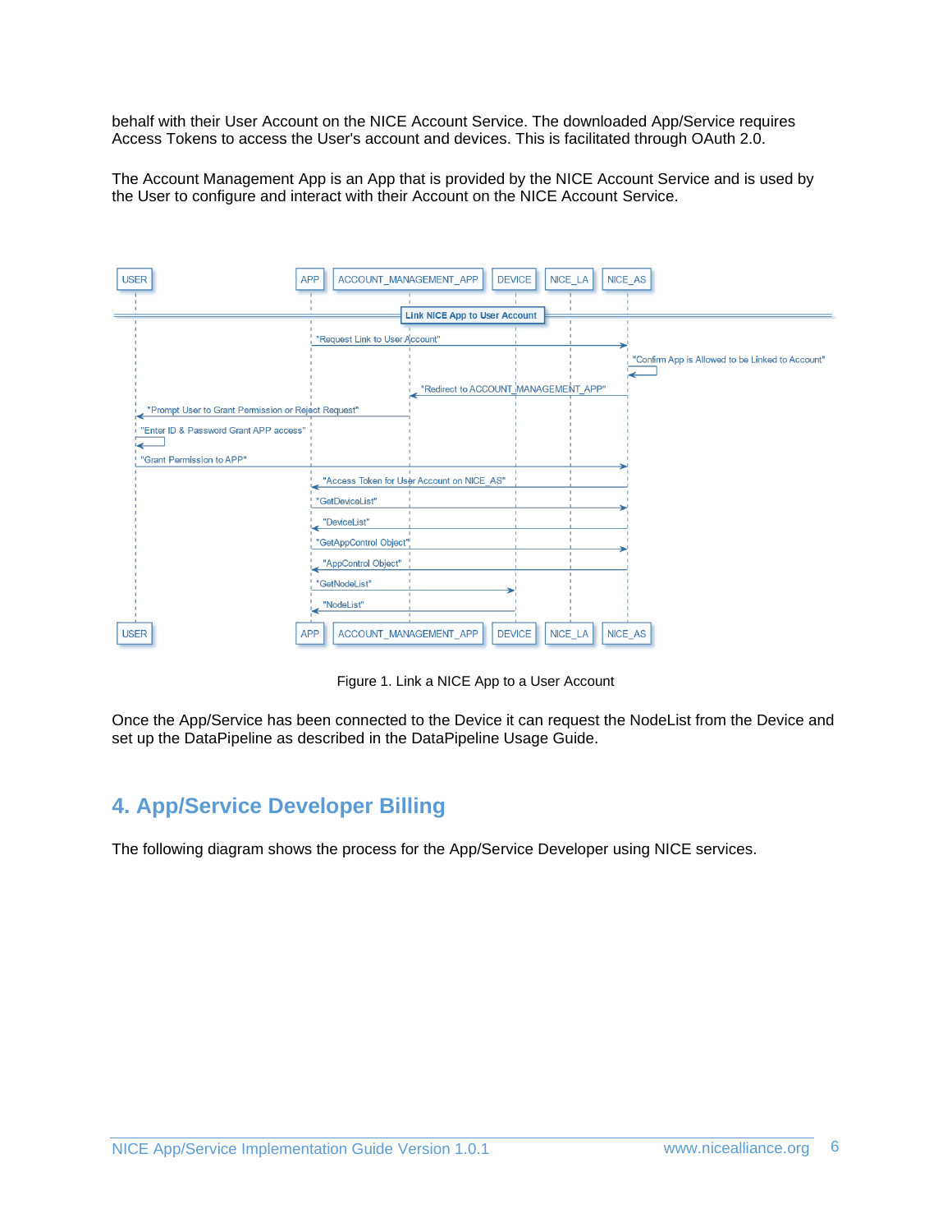behalf with their User Account on the NICE Account Service. The downloaded App/Service requires Access Tokens to access the User's account and devices. This is facilitated through OAuth 2.0.

The Account Management App is an App that is provided by the NICE Account Service and is used by the User to configure and interact with their Account on the NICE Account Service.

```
Participants: USER, APP, ACCOUNT_MANAGEMENT_APP, DEVICE, NICE_LA, NICE_AS

== Link NICE App to User Account ==

APP -> NICE_AS: "Request Link to User Account"
NICE_AS -> NICE_AS: "Confirm App is Allowed to be Linked to Account"
NICE_AS -> ACCOUNT_MANAGEMENT_APP: "Redirect to ACCOUNT_MANAGEMENT_APP"
ACCOUNT_MANAGEMENT_APP -> USER: "Prompt User to Grant Permission or Reject Request"
USER -> USER: "Enter ID & Password Grant APP access"
USER -> NICE_AS: "Grant Permission to APP"
NICE_AS -> APP: "Access Token for User Account on NICE_AS"
APP -> NICE_AS: "GetDeviceList"
NICE_AS -> APP: "DeviceList"
APP -> NICE_AS: "GetAppControl Object"
NICE_AS -> APP: "AppControl Object"
APP -> DEVICE: "GetNodeList"
DEVICE -> APP: "NodeList"
```

Figure 1. Link a NICE App to a User Account

Once the App/Service has been connected to the Device it can request the NodeList from the Device and set up the DataPipeline as described in the DataPipeline Usage Guide.

## 4. App/Service Developer Billing

The following diagram shows the process for the App/Service Developer using NICE services.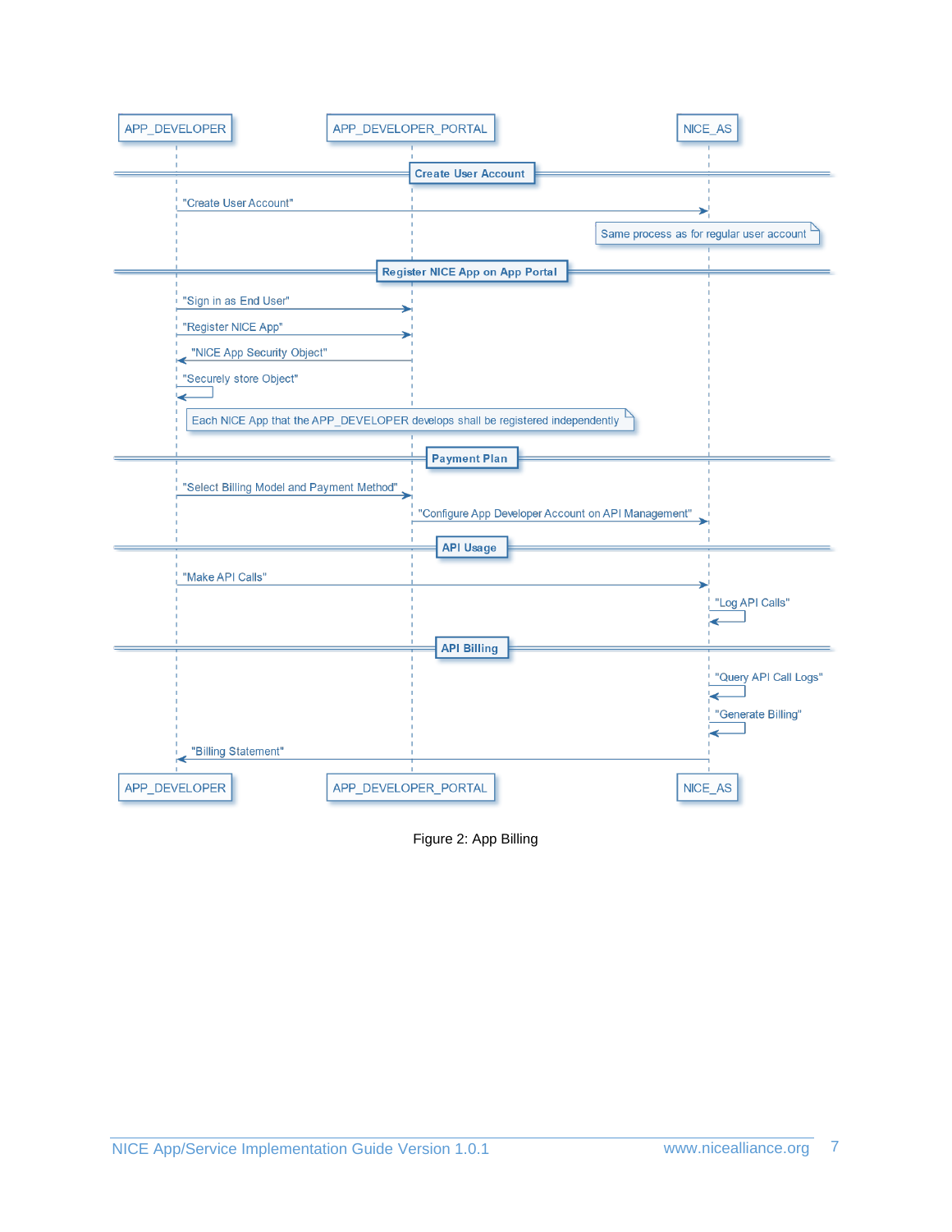APP_DEVELOPER

APP_DEVELOPER_PORTAL

NICE_AS

Create User Account

"Create User Account"

Same process as for regular user account

Register NICE App on App Portal

"Sign in as End User"

"Register NICE App"

"NICE App Security Object"

"Securely store Object"

Each NICE App that the APP_DEVELOPER develops shall be registered independently

Payment Plan

"Select Billing Model and Payment Method"

"Configure App Developer Account on API Management"

API Usage

"Make API Calls"

"Log API Calls"

API Billing

"Query API Call Logs"

"Generate Billing"

"Billing Statement"

APP_DEVELOPER

APP_DEVELOPER_PORTAL

NICE_AS

Figure 2: App Billing